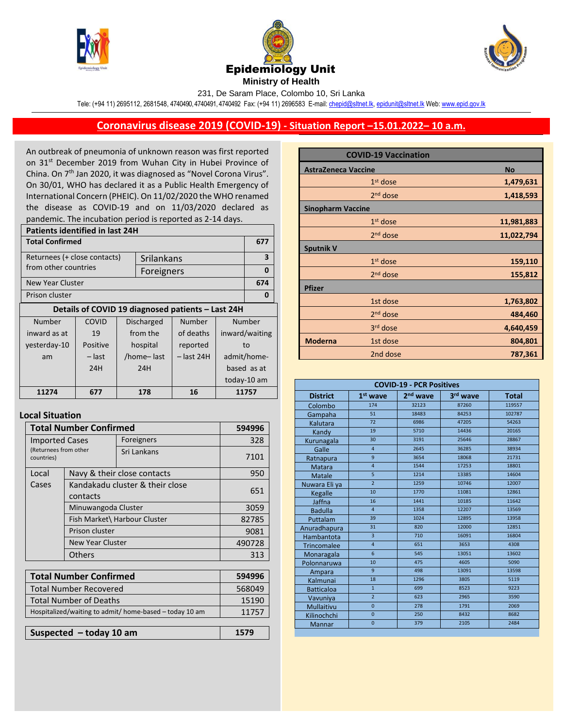# Epidemiology Unit

**Ministry of Health**

231, De Saram Place, Colombo 10, Sri Lanka

Tele: (+94 11) 2695112, 2681548, 4740490, 4740491, 4740492 Fax: (+94 11) 2696583 E-mail: chepid@sltnet.lk, epidunit@sltnet.lk Web: www.epid.gov.lk

## Coronavirus disease 2019 (COVID-19) - Situation Report –15.01.2022– 10 a.m.

An outbreak of pneumonia of unknown reason was first reported on 31st December 2019 from Wuhan City in Hubei Province of China. On 7th Jan 2020, it was diagnosed as "Novel Corona Virus". On 30/01, WHO has declared it as a Public Health Emergency of International Concern (PHEIC). On 11/02/2020 the WHO renamed the disease as COVID-19 and on 11/03/2020 declared as pandemic. The incubation period is reported as 2-14 days.

| Patients identified in last 24H | | |
|---|---|---|
| **Total Confirmed** | | **677** |
| Returnees (+ close contacts) from other countries | Srilankans | **3** |
| | Foreigners | **0** |
| New Year Cluster | | **674** |
| Prison cluster | | **0** |

**Details of COVID 19 diagnosed patients – Last 24H**

| Number inward as at yesterday-10 am | COVID 19 Positive – last 24H | Discharged from the hospital /home– last 24H | Number of deaths reported – last 24H | Number inward/waiting to admit/home-based as at today-10 am |
|---|---|---|---|---|
| **11274** | **677** | **178** | **16** | **11757** |

### Local Situation

| **Total Number Confirmed** | | **594996** |
|---|---|---|
| Imported Cases (Returnees from other countries) | Foreigners | 328 |
| | Sri Lankans | 7101 |
| Local Cases | Navy & their close contacts | 950 |
| | Kandakadu cluster & their close contacts | 651 |
| | Minuwangoda Cluster | 3059 |
| | Fish Market\ Harbour Cluster | 82785 |
| | Prison cluster | 9081 |
| | New Year Cluster | 490728 |
| | Others | 313 |

| **Total Number Confirmed** | **594996** |
|---|---|
| Total Number Recovered | 568049 |
| Total Number of Deaths | 15190 |
| Hospitalized/waiting to admit/ home-based – today 10 am | 11757 |

| **Suspected – today 10 am** | **1579** |
|---|---|

| **COVID-19 Vaccination** | | |
|---|---|---|
| **AstraZeneca Vaccine** | | **No** |
| | 1st dose | **1,479,631** |
| | 2nd dose | **1,418,593** |
| **Sinopharm Vaccine** | | |
| | 1st dose | **11,981,883** |
| | 2nd dose | **11,022,794** |
| **Sputnik V** | | |
| | 1st dose | **159,110** |
| | 2nd dose | **155,812** |
| **Pfizer** | | |
| | 1st dose | **1,763,802** |
| | 2nd dose | **484,460** |
| | 3rd dose | **4,640,459** |
| **Moderna** | 1st dose | **804,801** |
| | 2nd dose | **787,361** |

**COVID-19 - PCR Positives**

| District | 1st wave | 2nd wave | 3rd wave | Total |
|---|---|---|---|---|
| Colombo | 174 | 32123 | 87260 | 119557 |
| Gampaha | 51 | 18483 | 84253 | 102787 |
| Kalutara | 72 | 6986 | 47205 | 54263 |
| Kandy | 19 | 5710 | 14436 | 20165 |
| Kurunagala | 30 | 3191 | 25646 | 28867 |
| Galle | 4 | 2645 | 36285 | 38934 |
| Ratnapura | 9 | 3654 | 18068 | 21731 |
| Matara | 4 | 1544 | 17253 | 18801 |
| Matale | 5 | 1214 | 13385 | 14604 |
| Nuwara Eli ya | 2 | 1259 | 10746 | 12007 |
| Kegalle | 10 | 1770 | 11081 | 12861 |
| Jaffna | 16 | 1441 | 10185 | 11642 |
| Badulla | 4 | 1358 | 12207 | 13569 |
| Puttalam | 39 | 1024 | 12895 | 13958 |
| Anuradhapura | 31 | 820 | 12000 | 12851 |
| Hambantota | 3 | 710 | 16091 | 16804 |
| Trincomalee | 4 | 651 | 3653 | 4308 |
| Monaragala | 6 | 545 | 13051 | 13602 |
| Polonnaruwa | 10 | 475 | 4605 | 5090 |
| Ampara | 9 | 498 | 13091 | 13598 |
| Kalmunai | 18 | 1296 | 3805 | 5119 |
| Batticaloa | 1 | 699 | 8523 | 9223 |
| Vavuniya | 2 | 623 | 2965 | 3590 |
| Mullaitivu | 0 | 278 | 1791 | 2069 |
| Kilinochchi | 0 | 250 | 8432 | 8682 |
| Mannar | 0 | 379 | 2105 | 2484 |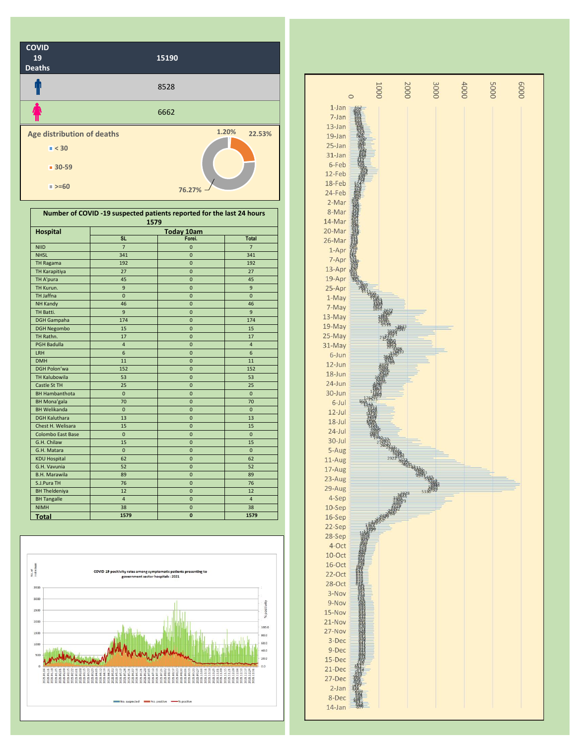| COVID 19 Deaths | 15190 |
| --- | --- |
| Male | 8528 |
| Female | 6662 |

## Age distribution of deaths

- < 30
- 30-59
- >=60

1.20%

22.53%

76.27%

| Number of COVID -19 suspected patients reported for the last 24 hours 1579 | | | |
| --- | --- | --- | --- |
| Hospital | Today 10am | | |
| | SL | Forei. | Total |
| NIID | 7 | 0 | 7 |
| NHSL | 341 | 0 | 341 |
| TH Ragama | 192 | 0 | 192 |
| TH Karapitiya | 27 | 0 | 27 |
| TH A'pura | 45 | 0 | 45 |
| TH Kurun. | 9 | 0 | 9 |
| TH Jaffna | 0 | 0 | 0 |
| NH Kandy | 46 | 0 | 46 |
| TH Batti. | 9 | 0 | 9 |
| DGH Gampaha | 174 | 0 | 174 |
| DGH Negombo | 15 | 0 | 15 |
| TH Rathn. | 17 | 0 | 17 |
| PGH Badulla | 4 | 0 | 4 |
| LRH | 6 | 0 | 6 |
| DMH | 11 | 0 | 11 |
| DGH Polon'wa | 152 | 0 | 152 |
| TH Kalubowila | 53 | 0 | 53 |
| Castle St TH | 25 | 0 | 25 |
| BH Hambanthota | 0 | 0 | 0 |
| BH Mona'gala | 70 | 0 | 70 |
| BH Welikanda | 0 | 0 | 0 |
| DGH Kaluthara | 13 | 0 | 13 |
| Chest H. Welisara | 15 | 0 | 15 |
| Colombo East Base | 0 | 0 | 0 |
| G.H. Chilaw | 15 | 0 | 15 |
| G.H. Matara | 0 | 0 | 0 |
| KDU Hospital | 62 | 0 | 62 |
| G.H. Vavunia | 52 | 0 | 52 |
| B.H. Marawila | 89 | 0 | 89 |
| S.J.Pura TH | 76 | 0 | 76 |
| BH Theldeniya | 12 | 0 | 12 |
| BH Tangalle | 4 | 0 | 4 |
| NIMH | 38 | 0 | 38 |
| **Total** | **1579** | **0** | **1579** |

COVID 19 positivity rates among symptomatic patients presenting to government sector hospitals : 2021

No. of individuals

% positivity

No. suspected — No. positive — % positive